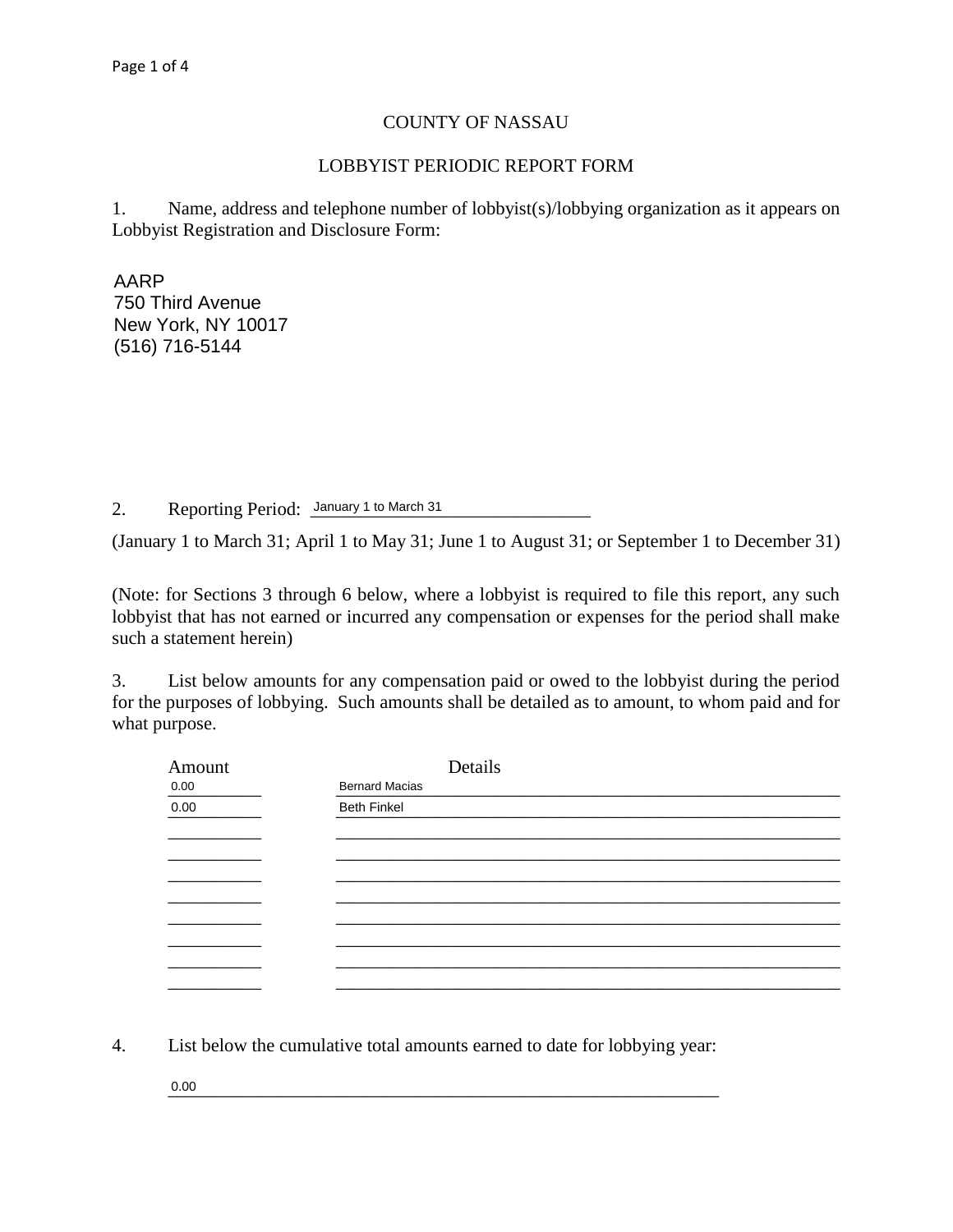# COUNTY OF NASSAU

## LOBBYIST PERIODIC REPORT FORM

1. Name, address and telephone number of lobbyist(s)/lobbying organization as it appears on Lobbyist Registration and Disclosure Form:

AARP
750 Third Avenue
New York, NY 10017
(516) 716-5144

2. Reporting Period: January 1 to March 31

(January 1 to March 31; April 1 to May 31; June 1 to August 31; or September 1 to December 31)

(Note: for Sections 3 through 6 below, where a lobbyist is required to file this report, any such lobbyist that has not earned or incurred any compensation or expenses for the period shall make such a statement herein)

3. List below amounts for any compensation paid or owed to the lobbyist during the period for the purposes of lobbying. Such amounts shall be detailed as to amount, to whom paid and for what purpose.

| Amount | Details |
|---|---|
| 0.00 | Bernard Macias |
| 0.00 | Beth Finkel |
| | |
| | |
| | |
| | |
| | |
| | |
| | |
| | |

4. List below the cumulative total amounts earned to date for lobbying year:

0.00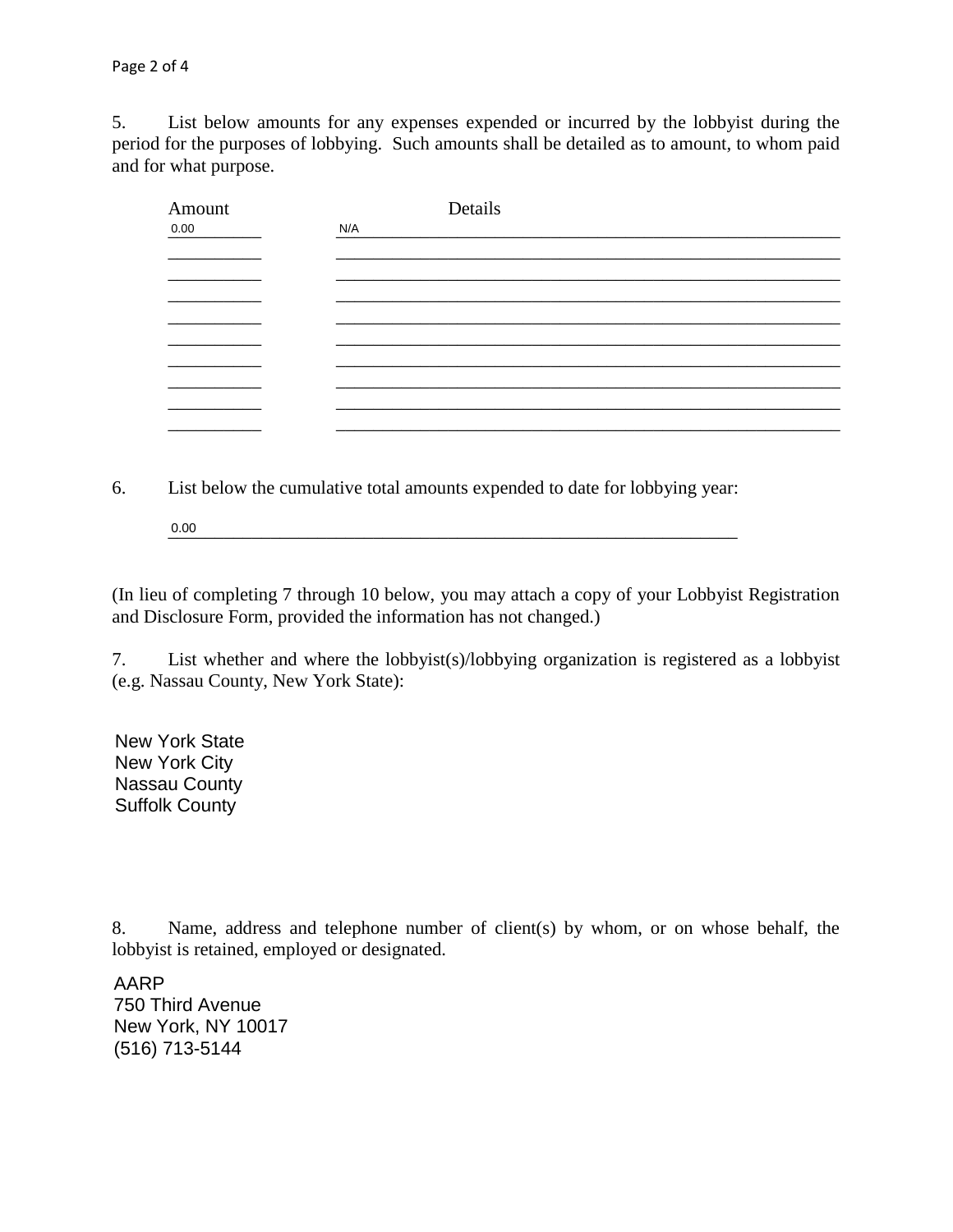5. List below amounts for any expenses expended or incurred by the lobbyist during the period for the purposes of lobbying. Such amounts shall be detailed as to amount, to whom paid and for what purpose.

| Amount | Details |
|---|---|
| 0.00 | N/A |
| | |
| | |
| | |
| | |
| | |
| | |
| | |
| | |
| | |

6. List below the cumulative total amounts expended to date for lobbying year:

0.00

(In lieu of completing 7 through 10 below, you may attach a copy of your Lobbyist Registration and Disclosure Form, provided the information has not changed.)

7. List whether and where the lobbyist(s)/lobbying organization is registered as a lobbyist (e.g. Nassau County, New York State):

New York State
New York City
Nassau County
Suffolk County

8. Name, address and telephone number of client(s) by whom, or on whose behalf, the lobbyist is retained, employed or designated.

AARP
750 Third Avenue
New York, NY 10017
(516) 713-5144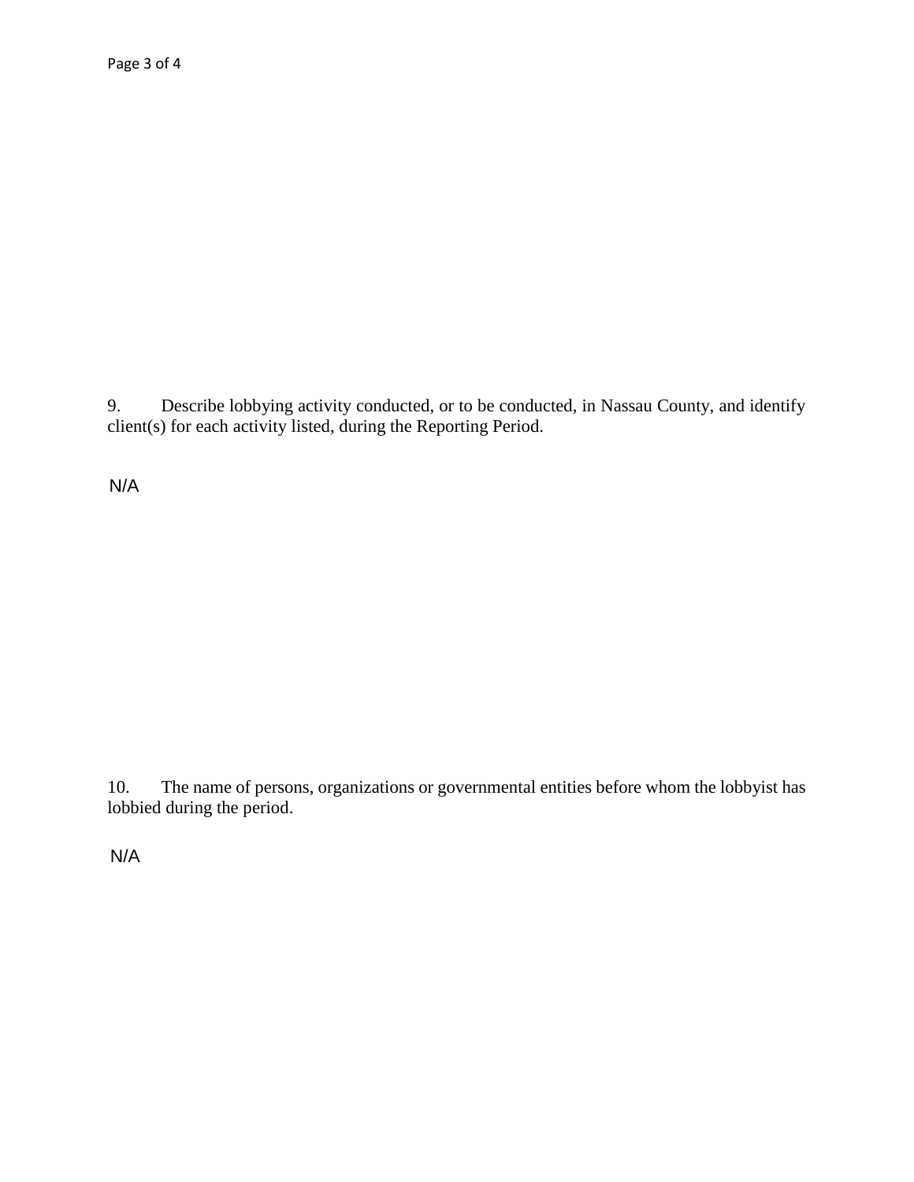9. Describe lobbying activity conducted, or to be conducted, in Nassau County, and identify client(s) for each activity listed, during the Reporting Period.

N/A

10. The name of persons, organizations or governmental entities before whom the lobbyist has lobbied during the period.

N/A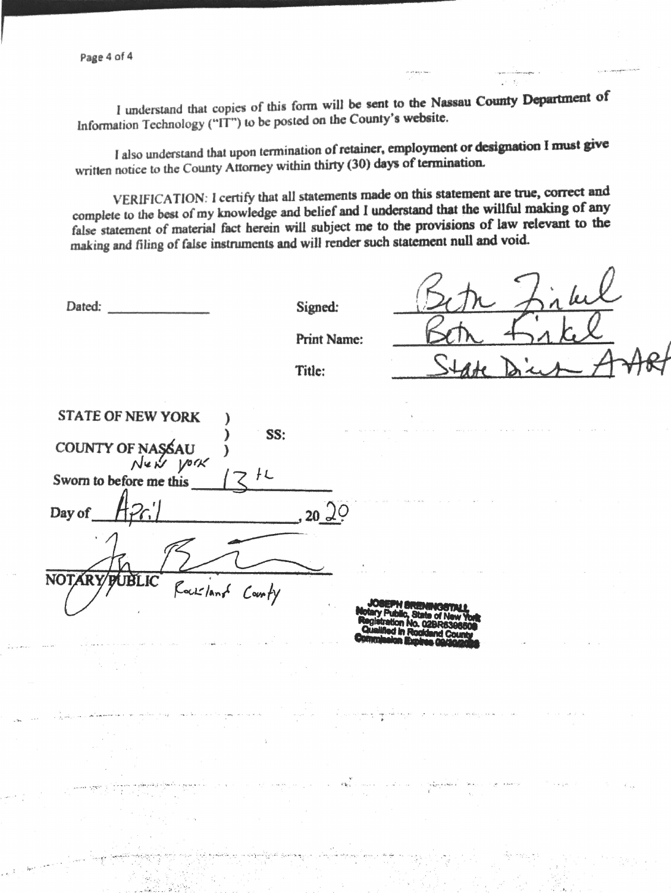I understand that copies of this form will be sent to the Nassau County Department of Information Technology ("IT") to be posted on the County's website.

I also understand that upon termination of retainer, employment or designation I must give written notice to the County Attorney within thirty (30) days of termination.

VERIFICATION: I certify that all statements made on this statement are true, correct and complete to the best of my knowledge and belief and I understand that the willful making of any false statement of material fact herein will subject me to the provisions of law relevant to the making and filing of false instruments and will render such statement null and void.

Dated: ______________

Signed: Beth Finkel

Print Name: Beth Finkel

Title: State Direct AARP

STATE OF NEW YORK )
) SS:
COUNTY OF NASSAU )
New York

Sworn to before me this 13th

Day of April, 2020

NOTARY PUBLIC Rockland County

JOSEPH BRENINGSTALL
Notary Public, State of New York
Registration No. 02BR6398508
Qualified in Rockland County
Commission Expires 09/30/2026